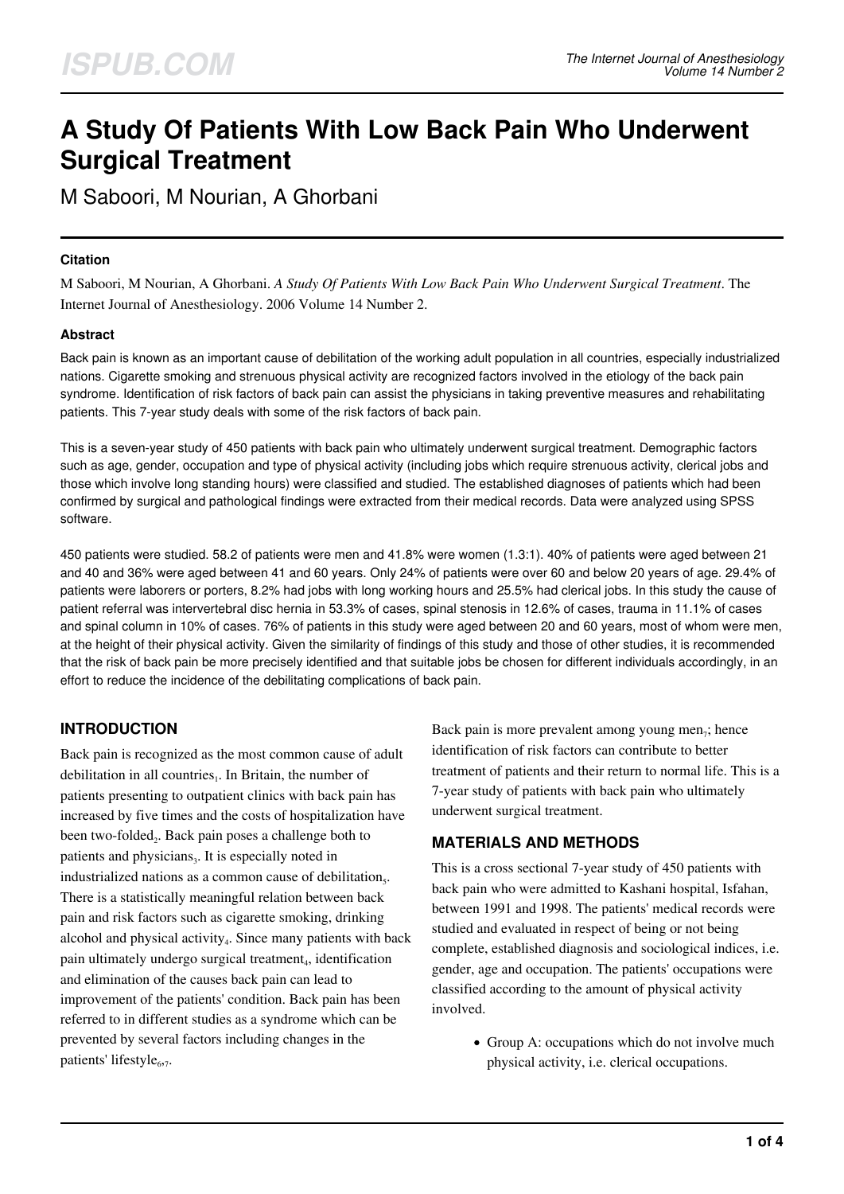# A Study Of Patients With Low Back Pain Who Underwent Surgical Treatment

M Saboori, M Nourian, A Ghorbani

### Citation

M Saboori, M Nourian, A Ghorbani. *A Study Of Patients With Low Back Pain Who Underwent Surgical Treatment*. The Internet Journal of Anesthesiology. 2006 Volume 14 Number 2.

### Abstract

Back pain is known as an important cause of debilitation of the working adult population in all countries, especially industrialized nations. Cigarette smoking and strenuous physical activity are recognized factors involved in the etiology of the back pain syndrome. Identification of risk factors of back pain can assist the physicians in taking preventive measures and rehabilitating patients. This 7-year study deals with some of the risk factors of back pain.

This is a seven-year study of 450 patients with back pain who ultimately underwent surgical treatment. Demographic factors such as age, gender, occupation and type of physical activity (including jobs which require strenuous activity, clerical jobs and those which involve long standing hours) were classified and studied. The established diagnoses of patients which had been confirmed by surgical and pathological findings were extracted from their medical records. Data were analyzed using SPSS software.

450 patients were studied. 58.2 of patients were men and 41.8% were women (1.3:1). 40% of patients were aged between 21 and 40 and 36% were aged between 41 and 60 years. Only 24% of patients were over 60 and below 20 years of age. 29.4% of patients were laborers or porters, 8.2% had jobs with long working hours and 25.5% had clerical jobs. In this study the cause of patient referral was intervertebral disc hernia in 53.3% of cases, spinal stenosis in 12.6% of cases, trauma in 11.1% of cases and spinal column in 10% of cases. 76% of patients in this study were aged between 20 and 60 years, most of whom were men, at the height of their physical activity. Given the similarity of findings of this study and those of other studies, it is recommended that the risk of back pain be more precisely identified and that suitable jobs be chosen for different individuals accordingly, in an effort to reduce the incidence of the debilitating complications of back pain.

## INTRODUCTION

Back pain is recognized as the most common cause of adult debilitation in all countries[1]. In Britain, the number of patients presenting to outpatient clinics with back pain has increased by five times and the costs of hospitalization have been two-folded[2]. Back pain poses a challenge both to patients and physicians[3]. It is especially noted in industrialized nations as a common cause of debilitation[5]. There is a statistically meaningful relation between back pain and risk factors such as cigarette smoking, drinking alcohol and physical activity[4]. Since many patients with back pain ultimately undergo surgical treatment[4], identification and elimination of the causes back pain can lead to improvement of the patients' condition. Back pain has been referred to in different studies as a syndrome which can be prevented by several factors including changes in the patients' lifestyle[6,7].

Back pain is more prevalent among young men[7]; hence identification of risk factors can contribute to better treatment of patients and their return to normal life. This is a 7-year study of patients with back pain who ultimately underwent surgical treatment.

## MATERIALS AND METHODS

This is a cross sectional 7-year study of 450 patients with back pain who were admitted to Kashani hospital, Isfahan, between 1991 and 1998. The patients' medical records were studied and evaluated in respect of being or not being complete, established diagnosis and sociological indices, i.e. gender, age and occupation. The patients' occupations were classified according to the amount of physical activity involved.

- Group A: occupations which do not involve much physical activity, i.e. clerical occupations.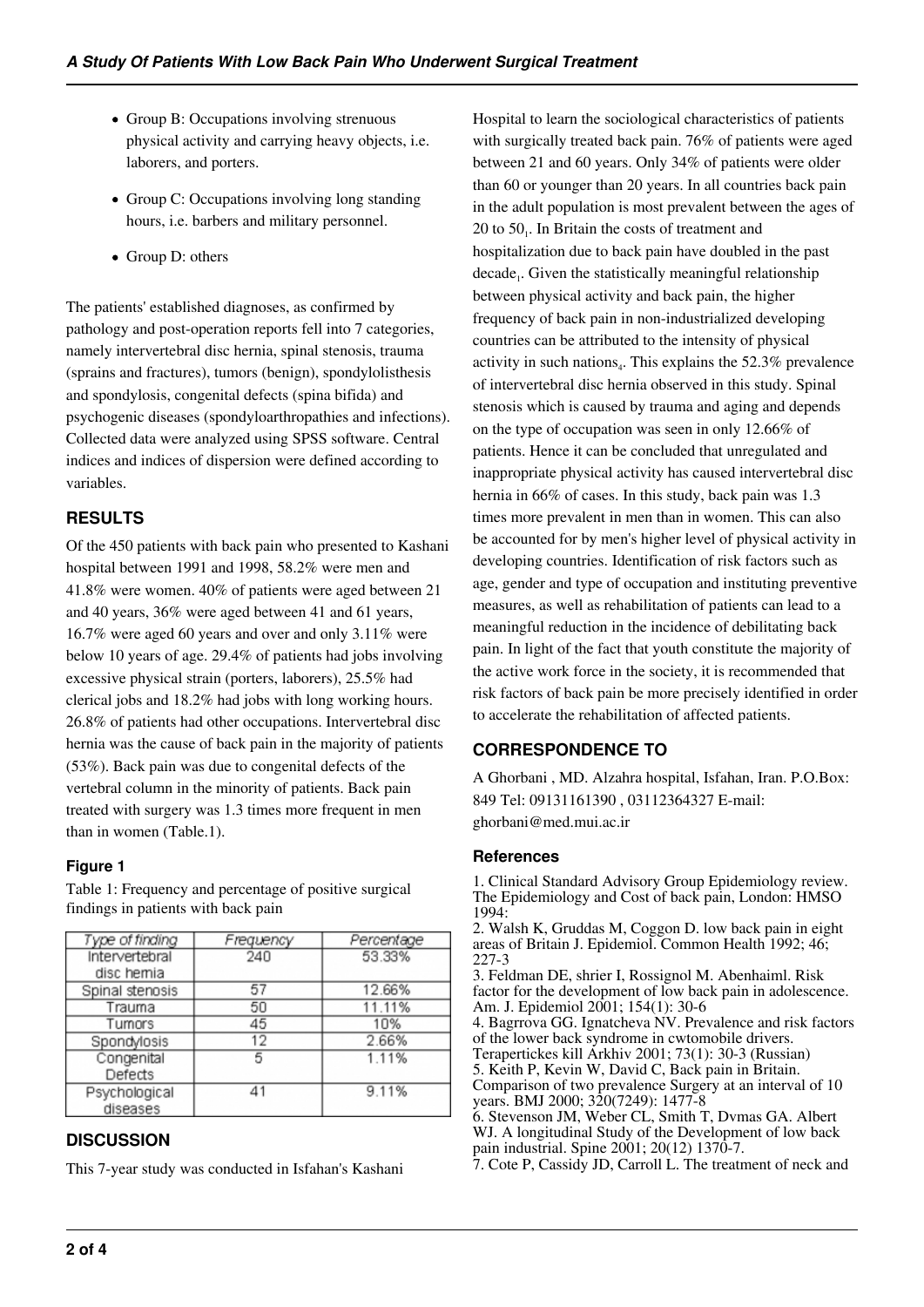- Group B: Occupations involving strenuous physical activity and carrying heavy objects, i.e. laborers, and porters.
- Group C: Occupations involving long standing hours, i.e. barbers and military personnel.
- Group D: others

The patients' established diagnoses, as confirmed by pathology and post-operation reports fell into 7 categories, namely intervertebral disc hernia, spinal stenosis, trauma (sprains and fractures), tumors (benign), spondylolisthesis and spondylosis, congenital defects (spina bifida) and psychogenic diseases (spondyloarthropathies and infections). Collected data were analyzed using SPSS software. Central indices and indices of dispersion were defined according to variables.

## RESULTS

Of the 450 patients with back pain who presented to Kashani hospital between 1991 and 1998, 58.2% were men and 41.8% were women. 40% of patients were aged between 21 and 40 years, 36% were aged between 41 and 61 years, 16.7% were aged 60 years and over and only 3.11% were below 10 years of age. 29.4% of patients had jobs involving excessive physical strain (porters, laborers), 25.5% had clerical jobs and 18.2% had jobs with long working hours. 26.8% of patients had other occupations. Intervertebral disc hernia was the cause of back pain in the majority of patients (53%). Back pain was due to congenital defects of the vertebral column in the minority of patients. Back pain treated with surgery was 1.3 times more frequent in men than in women (Table.1).

### Figure 1

Table 1: Frequency and percentage of positive surgical findings in patients with back pain

| Type of finding | Frequency | Percentage |
| --- | --- | --- |
| Intervertebral disc hernia | 240 | 53.33% |
| Spinal stenosis | 57 | 12.66% |
| Trauma | 50 | 11.11% |
| Tumors | 45 | 10% |
| Spondylosis | 12 | 2.66% |
| Congenital Defects | 5 | 1.11% |
| Psychological diseases | 41 | 9.11% |

## DISCUSSION

This 7-year study was conducted in Isfahan's Kashani Hospital to learn the sociological characteristics of patients with surgically treated back pain. 76% of patients were aged between 21 and 60 years. Only 34% of patients were older than 60 or younger than 20 years. In all countries back pain in the adult population is most prevalent between the ages of 20 to 50[1]. In Britain the costs of treatment and hospitalization due to back pain have doubled in the past decade[1]. Given the statistically meaningful relationship between physical activity and back pain, the higher frequency of back pain in non-industrialized developing countries can be attributed to the intensity of physical activity in such nations[4]. This explains the 52.3% prevalence of intervertebral disc hernia observed in this study. Spinal stenosis which is caused by trauma and aging and depends on the type of occupation was seen in only 12.66% of patients. Hence it can be concluded that unregulated and inappropriate physical activity has caused intervertebral disc hernia in 66% of cases. In this study, back pain was 1.3 times more prevalent in men than in women. This can also be accounted for by men's higher level of physical activity in developing countries. Identification of risk factors such as age, gender and type of occupation and instituting preventive measures, as well as rehabilitation of patients can lead to a meaningful reduction in the incidence of debilitating back pain. In light of the fact that youth constitute the majority of the active work force in the society, it is recommended that risk factors of back pain be more precisely identified in order to accelerate the rehabilitation of affected patients.

## CORRESPONDENCE TO

A Ghorbani , MD. Alzahra hospital, Isfahan, Iran. P.O.Box: 849 Tel: 09131161390 , 03112364327 E-mail: ghorbani@med.mui.ac.ir

### References

1. Clinical Standard Advisory Group Epidemiology review. The Epidemiology and Cost of back pain, London: HMSO 1994:
2. Walsh K, Gruddas M, Coggon D. low back pain in eight areas of Britain J. Epidemiol. Common Health 1992; 46; 227-3
3. Feldman DE, shrier I, Rossignol M. Abenhaiml. Risk factor for the development of low back pain in adolescence. Am. J. Epidemiol 2001; 154(1): 30-6
4. Bagrrova GG. Ignatcheva NV. Prevalence and risk factors of the lower back syndrome in cwtomobile drivers. Terapertickes kill Arkhiv 2001; 73(1): 30-3 (Russian)
5. Keith P, Kevin W, David C, Back pain in Britain. Comparison of two prevalence Surgery at an interval of 10 years. BMJ 2000; 320(7249): 1477-8
6. Stevenson JM, Weber CL, Smith T, Dvmas GA. Albert WJ. A longitudinal Study of the Development of low back pain industrial. Spine 2001; 20(12) 1370-7.
7. Cote P, Cassidy JD, Carroll L. The treatment of neck and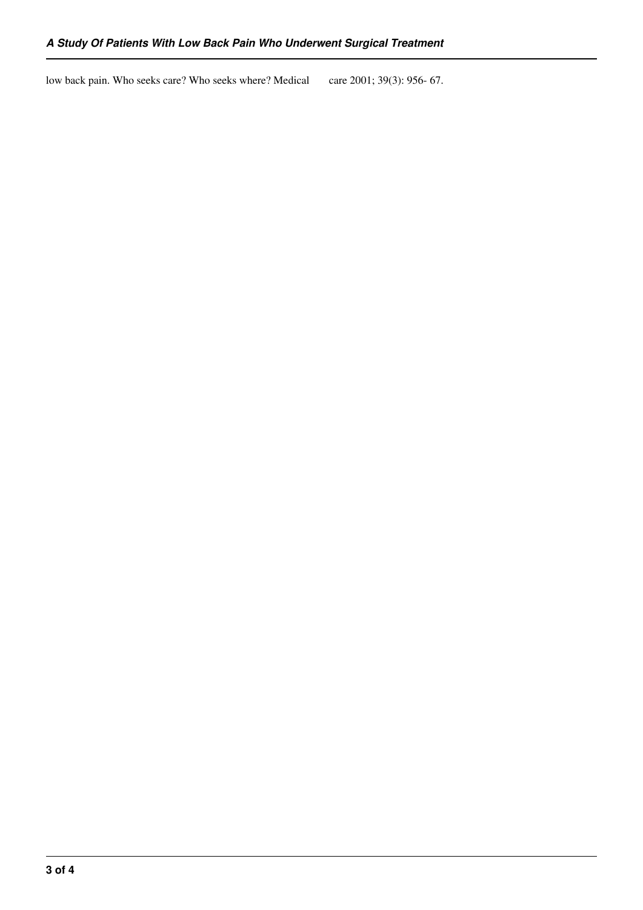low back pain. Who seeks care? Who seeks where? Medical care 2001; 39(3): 956- 67.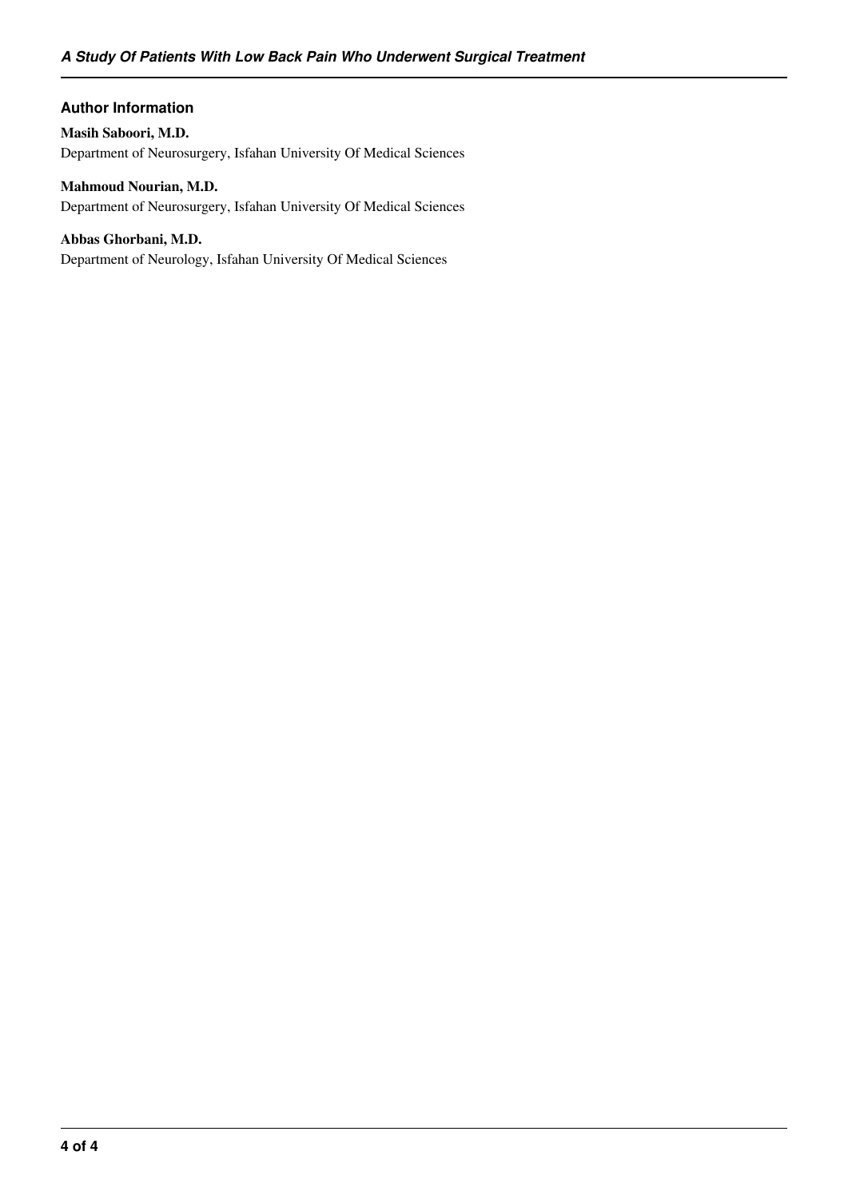## Author Information

**Masih Saboori, M.D.**
Department of Neurosurgery, Isfahan University Of Medical Sciences

**Mahmoud Nourian, M.D.**
Department of Neurosurgery, Isfahan University Of Medical Sciences

**Abbas Ghorbani, M.D.**
Department of Neurology, Isfahan University Of Medical Sciences